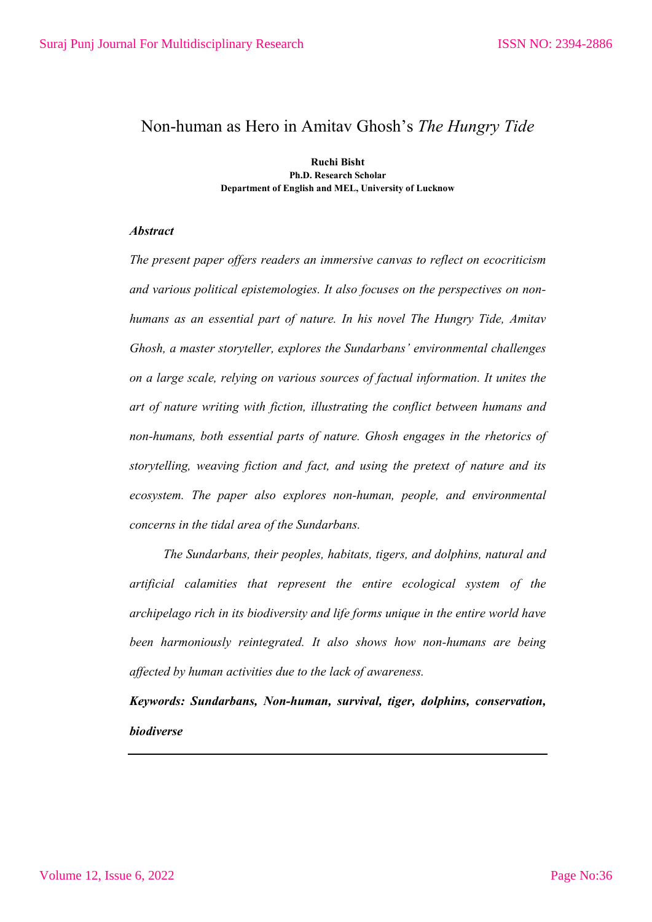# Non-human as Hero in Amitav Ghosh's *The Hungry Tide*

**Ruchi Bisht**
**Ph.D. Research Scholar**
**Department of English and MEL, University of Lucknow**

***Abstract***

*The present paper offers readers an immersive canvas to reflect on ecocriticism and various political epistemologies. It also focuses on the perspectives on non-humans as an essential part of nature. In his novel The Hungry Tide, Amitav Ghosh, a master storyteller, explores the Sundarbans' environmental challenges on a large scale, relying on various sources of factual information. It unites the art of nature writing with fiction, illustrating the conflict between humans and non-humans, both essential parts of nature. Ghosh engages in the rhetorics of storytelling, weaving fiction and fact, and using the pretext of nature and its ecosystem. The paper also explores non-human, people, and environmental concerns in the tidal area of the Sundarbans.*

*The Sundarbans, their peoples, habitats, tigers, and dolphins, natural and artificial calamities that represent the entire ecological system of the archipelago rich in its biodiversity and life forms unique in the entire world have been harmoniously reintegrated. It also shows how non-humans are being affected by human activities due to the lack of awareness.*

***Keywords: Sundarbans, Non-human, survival, tiger, dolphins, conservation, biodiverse***

---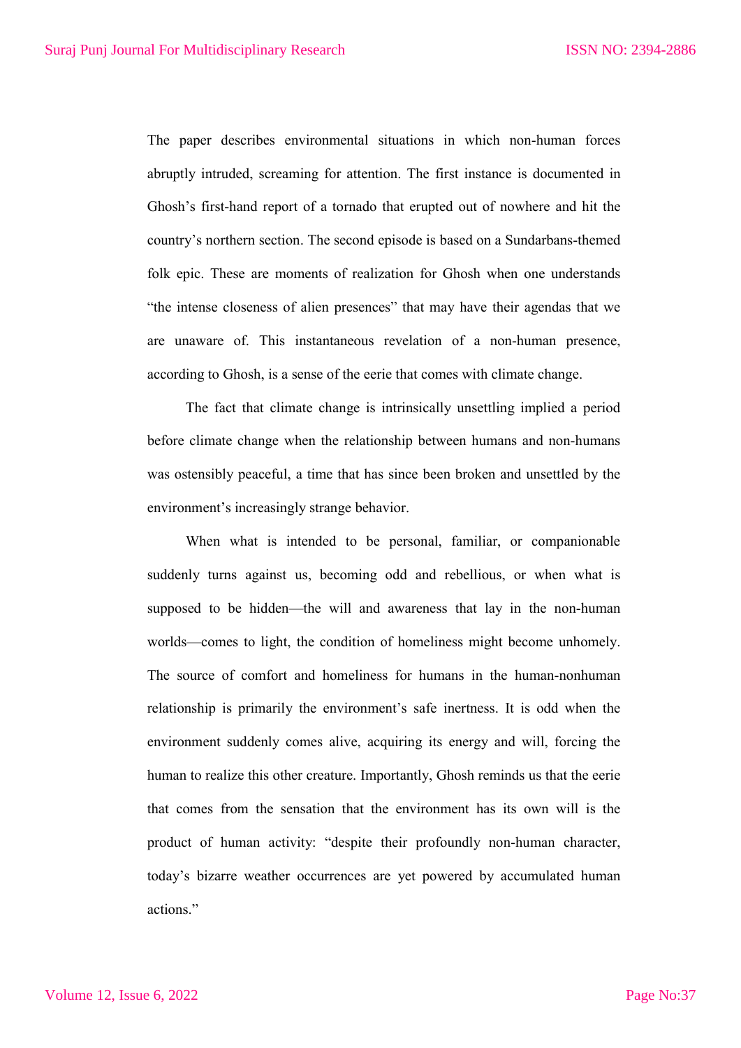The paper describes environmental situations in which non-human forces abruptly intruded, screaming for attention. The first instance is documented in Ghosh's first-hand report of a tornado that erupted out of nowhere and hit the country's northern section. The second episode is based on a Sundarbans-themed folk epic. These are moments of realization for Ghosh when one understands "the intense closeness of alien presences" that may have their agendas that we are unaware of. This instantaneous revelation of a non-human presence, according to Ghosh, is a sense of the eerie that comes with climate change.

The fact that climate change is intrinsically unsettling implied a period before climate change when the relationship between humans and non-humans was ostensibly peaceful, a time that has since been broken and unsettled by the environment's increasingly strange behavior.

When what is intended to be personal, familiar, or companionable suddenly turns against us, becoming odd and rebellious, or when what is supposed to be hidden—the will and awareness that lay in the non-human worlds—comes to light, the condition of homeliness might become unhomely. The source of comfort and homeliness for humans in the human-nonhuman relationship is primarily the environment's safe inertness. It is odd when the environment suddenly comes alive, acquiring its energy and will, forcing the human to realize this other creature. Importantly, Ghosh reminds us that the eerie that comes from the sensation that the environment has its own will is the product of human activity: "despite their profoundly non-human character, today's bizarre weather occurrences are yet powered by accumulated human actions."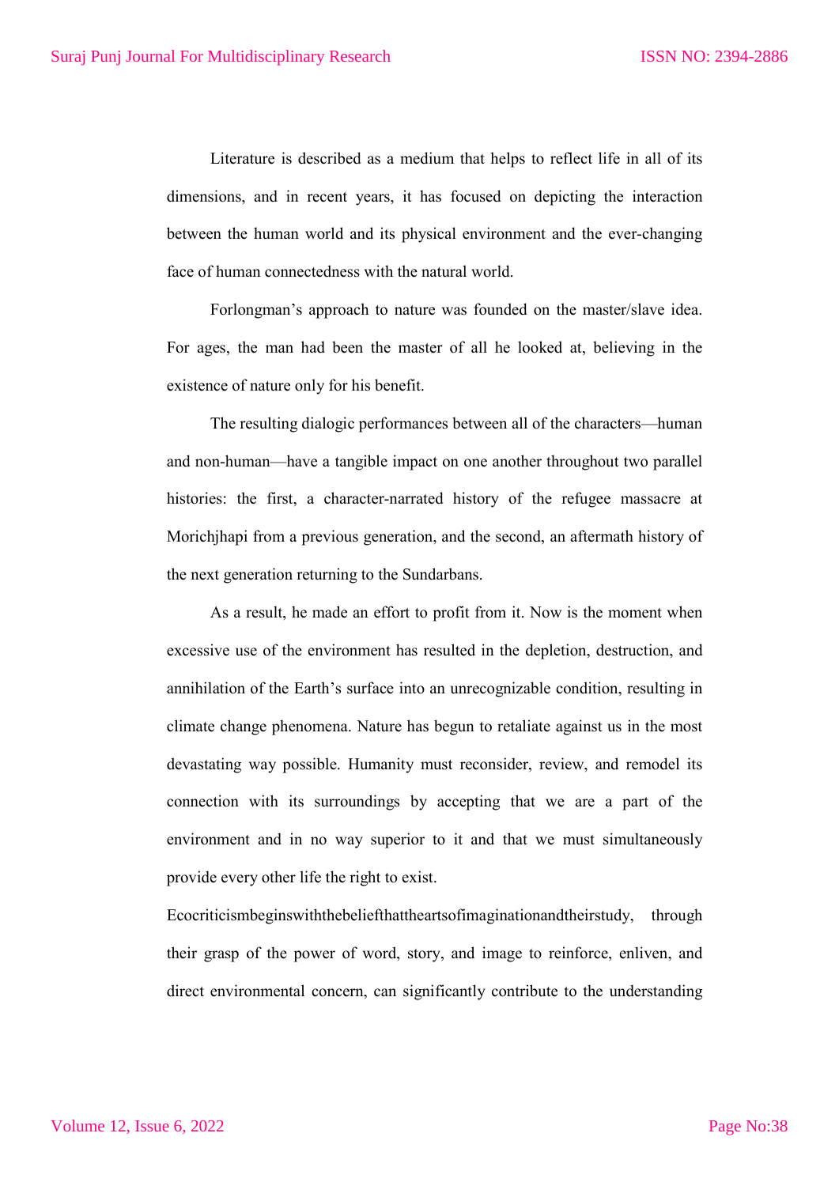Literature is described as a medium that helps to reflect life in all of its dimensions, and in recent years, it has focused on depicting the interaction between the human world and its physical environment and the ever-changing face of human connectedness with the natural world.

Forlongman's approach to nature was founded on the master/slave idea. For ages, the man had been the master of all he looked at, believing in the existence of nature only for his benefit.

The resulting dialogic performances between all of the characters—human and non-human—have a tangible impact on one another throughout two parallel histories: the first, a character-narrated history of the refugee massacre at Morichjhapi from a previous generation, and the second, an aftermath history of the next generation returning to the Sundarbans.

As a result, he made an effort to profit from it. Now is the moment when excessive use of the environment has resulted in the depletion, destruction, and annihilation of the Earth's surface into an unrecognizable condition, resulting in climate change phenomena. Nature has begun to retaliate against us in the most devastating way possible. Humanity must reconsider, review, and remodel its connection with its surroundings by accepting that we are a part of the environment and in no way superior to it and that we must simultaneously provide every other life the right to exist.

Ecocriticismbeginswiththebeliefthattheartsofimaginationandtheirstudy, through their grasp of the power of word, story, and image to reinforce, enliven, and direct environmental concern, can significantly contribute to the understanding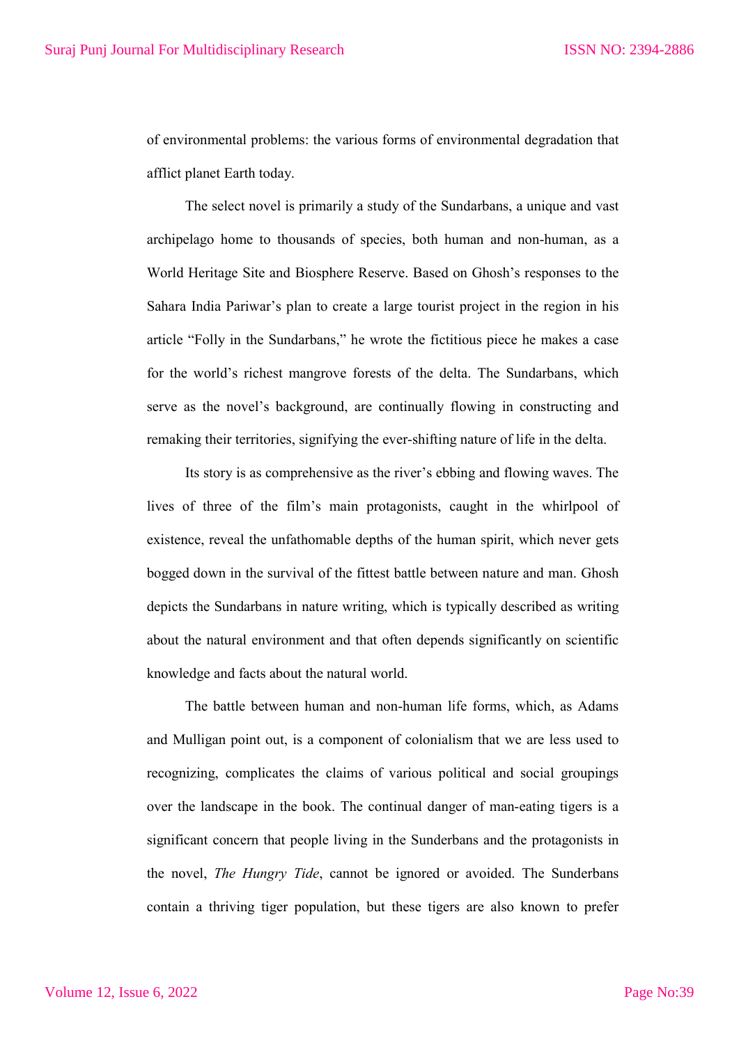of environmental problems: the various forms of environmental degradation that afflict planet Earth today.

The select novel is primarily a study of the Sundarbans, a unique and vast archipelago home to thousands of species, both human and non-human, as a World Heritage Site and Biosphere Reserve. Based on Ghosh's responses to the Sahara India Pariwar's plan to create a large tourist project in the region in his article "Folly in the Sundarbans," he wrote the fictitious piece he makes a case for the world's richest mangrove forests of the delta. The Sundarbans, which serve as the novel's background, are continually flowing in constructing and remaking their territories, signifying the ever-shifting nature of life in the delta.

Its story is as comprehensive as the river's ebbing and flowing waves. The lives of three of the film's main protagonists, caught in the whirlpool of existence, reveal the unfathomable depths of the human spirit, which never gets bogged down in the survival of the fittest battle between nature and man. Ghosh depicts the Sundarbans in nature writing, which is typically described as writing about the natural environment and that often depends significantly on scientific knowledge and facts about the natural world.

The battle between human and non-human life forms, which, as Adams and Mulligan point out, is a component of colonialism that we are less used to recognizing, complicates the claims of various political and social groupings over the landscape in the book. The continual danger of man-eating tigers is a significant concern that people living in the Sunderbans and the protagonists in the novel, *The Hungry Tide*, cannot be ignored or avoided. The Sunderbans contain a thriving tiger population, but these tigers are also known to prefer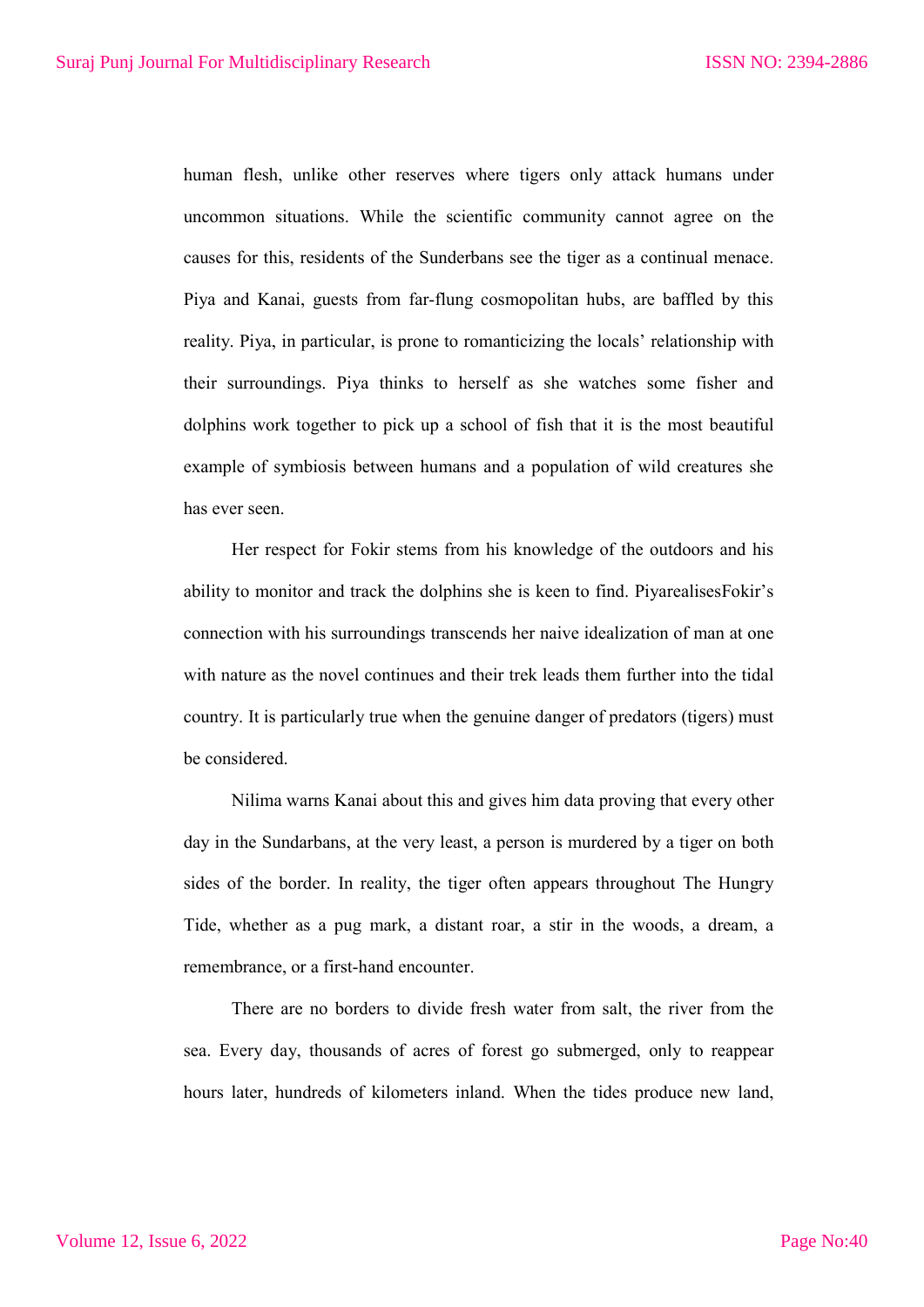human flesh, unlike other reserves where tigers only attack humans under uncommon situations. While the scientific community cannot agree on the causes for this, residents of the Sunderbans see the tiger as a continual menace. Piya and Kanai, guests from far-flung cosmopolitan hubs, are baffled by this reality. Piya, in particular, is prone to romanticizing the locals' relationship with their surroundings. Piya thinks to herself as she watches some fisher and dolphins work together to pick up a school of fish that it is the most beautiful example of symbiosis between humans and a population of wild creatures she has ever seen.

Her respect for Fokir stems from his knowledge of the outdoors and his ability to monitor and track the dolphins she is keen to find. PiyarealisesFokir's connection with his surroundings transcends her naive idealization of man at one with nature as the novel continues and their trek leads them further into the tidal country. It is particularly true when the genuine danger of predators (tigers) must be considered.

Nilima warns Kanai about this and gives him data proving that every other day in the Sundarbans, at the very least, a person is murdered by a tiger on both sides of the border. In reality, the tiger often appears throughout The Hungry Tide, whether as a pug mark, a distant roar, a stir in the woods, a dream, a remembrance, or a first-hand encounter.

There are no borders to divide fresh water from salt, the river from the sea. Every day, thousands of acres of forest go submerged, only to reappear hours later, hundreds of kilometers inland. When the tides produce new land,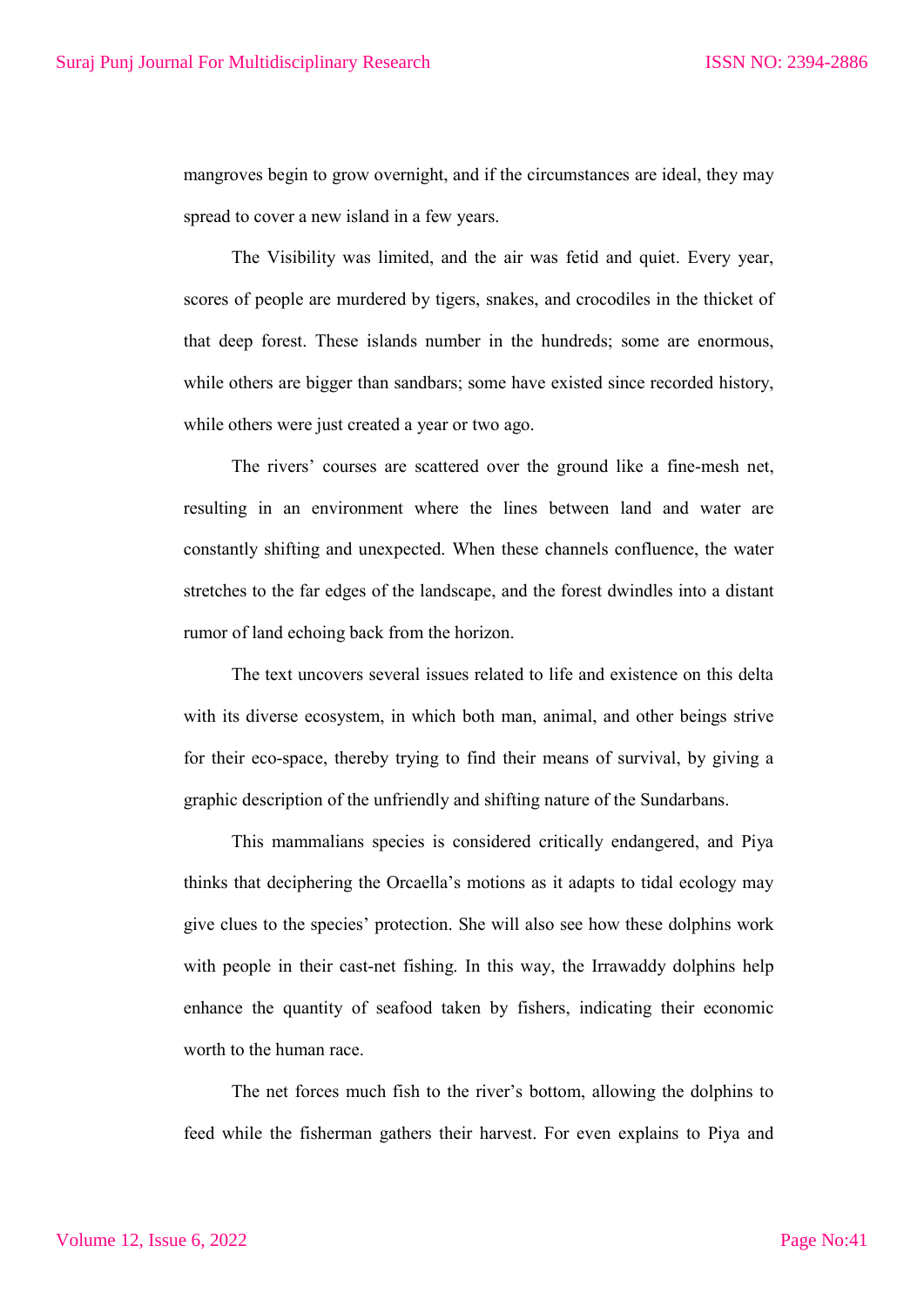mangroves begin to grow overnight, and if the circumstances are ideal, they may spread to cover a new island in a few years.

The Visibility was limited, and the air was fetid and quiet. Every year, scores of people are murdered by tigers, snakes, and crocodiles in the thicket of that deep forest. These islands number in the hundreds; some are enormous, while others are bigger than sandbars; some have existed since recorded history, while others were just created a year or two ago.

The rivers' courses are scattered over the ground like a fine-mesh net, resulting in an environment where the lines between land and water are constantly shifting and unexpected. When these channels confluence, the water stretches to the far edges of the landscape, and the forest dwindles into a distant rumor of land echoing back from the horizon.

The text uncovers several issues related to life and existence on this delta with its diverse ecosystem, in which both man, animal, and other beings strive for their eco-space, thereby trying to find their means of survival, by giving a graphic description of the unfriendly and shifting nature of the Sundarbans.

This mammalians species is considered critically endangered, and Piya thinks that deciphering the Orcaella's motions as it adapts to tidal ecology may give clues to the species' protection. She will also see how these dolphins work with people in their cast-net fishing. In this way, the Irrawaddy dolphins help enhance the quantity of seafood taken by fishers, indicating their economic worth to the human race.

The net forces much fish to the river's bottom, allowing the dolphins to feed while the fisherman gathers their harvest. For even explains to Piya and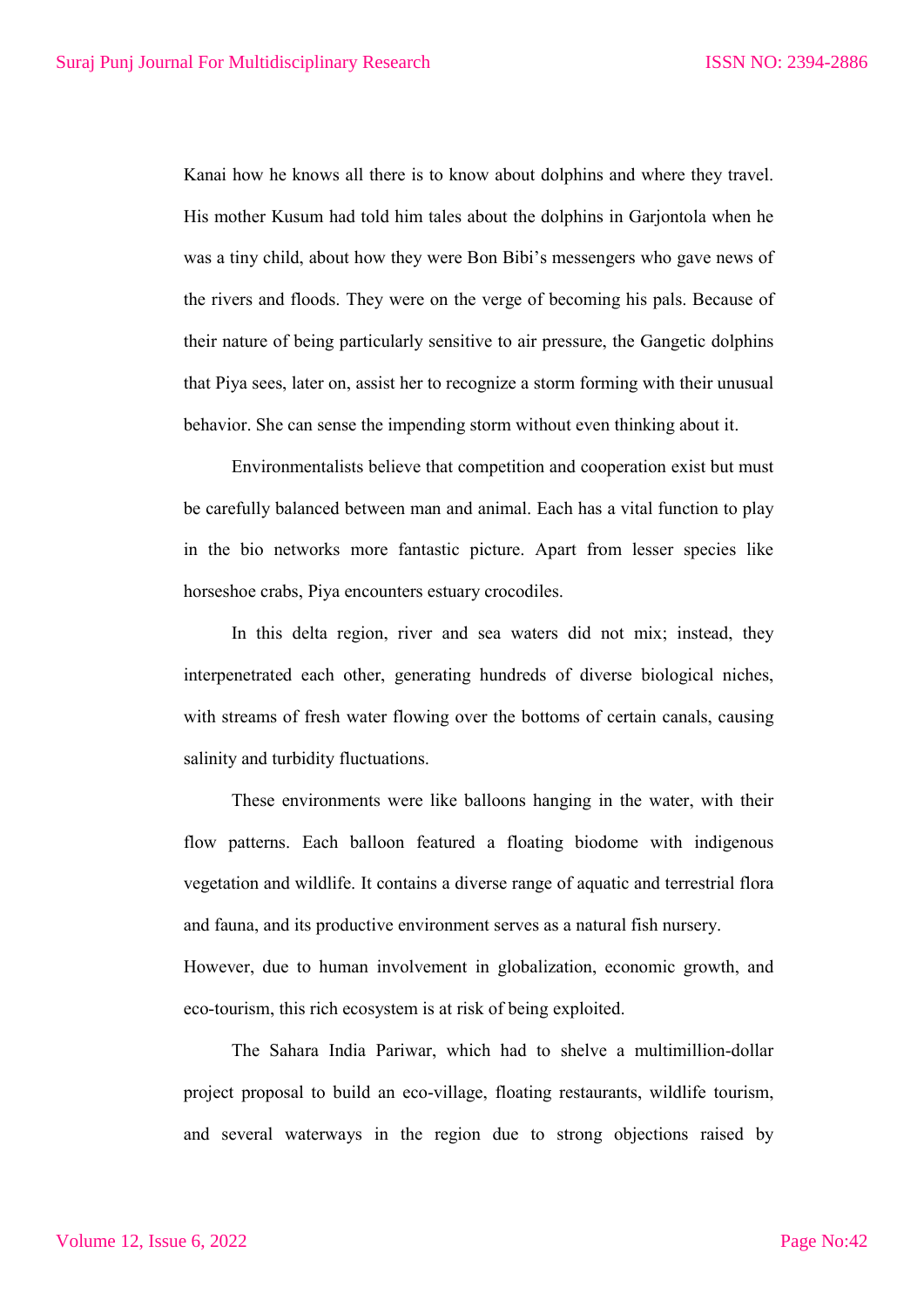Kanai how he knows all there is to know about dolphins and where they travel. His mother Kusum had told him tales about the dolphins in Garjontola when he was a tiny child, about how they were Bon Bibi's messengers who gave news of the rivers and floods. They were on the verge of becoming his pals. Because of their nature of being particularly sensitive to air pressure, the Gangetic dolphins that Piya sees, later on, assist her to recognize a storm forming with their unusual behavior. She can sense the impending storm without even thinking about it.

Environmentalists believe that competition and cooperation exist but must be carefully balanced between man and animal. Each has a vital function to play in the bio networks more fantastic picture. Apart from lesser species like horseshoe crabs, Piya encounters estuary crocodiles.

In this delta region, river and sea waters did not mix; instead, they interpenetrated each other, generating hundreds of diverse biological niches, with streams of fresh water flowing over the bottoms of certain canals, causing salinity and turbidity fluctuations.

These environments were like balloons hanging in the water, with their flow patterns. Each balloon featured a floating biodome with indigenous vegetation and wildlife. It contains a diverse range of aquatic and terrestrial flora and fauna, and its productive environment serves as a natural fish nursery.

However, due to human involvement in globalization, economic growth, and eco-tourism, this rich ecosystem is at risk of being exploited.

The Sahara India Pariwar, which had to shelve a multimillion-dollar project proposal to build an eco-village, floating restaurants, wildlife tourism, and several waterways in the region due to strong objections raised by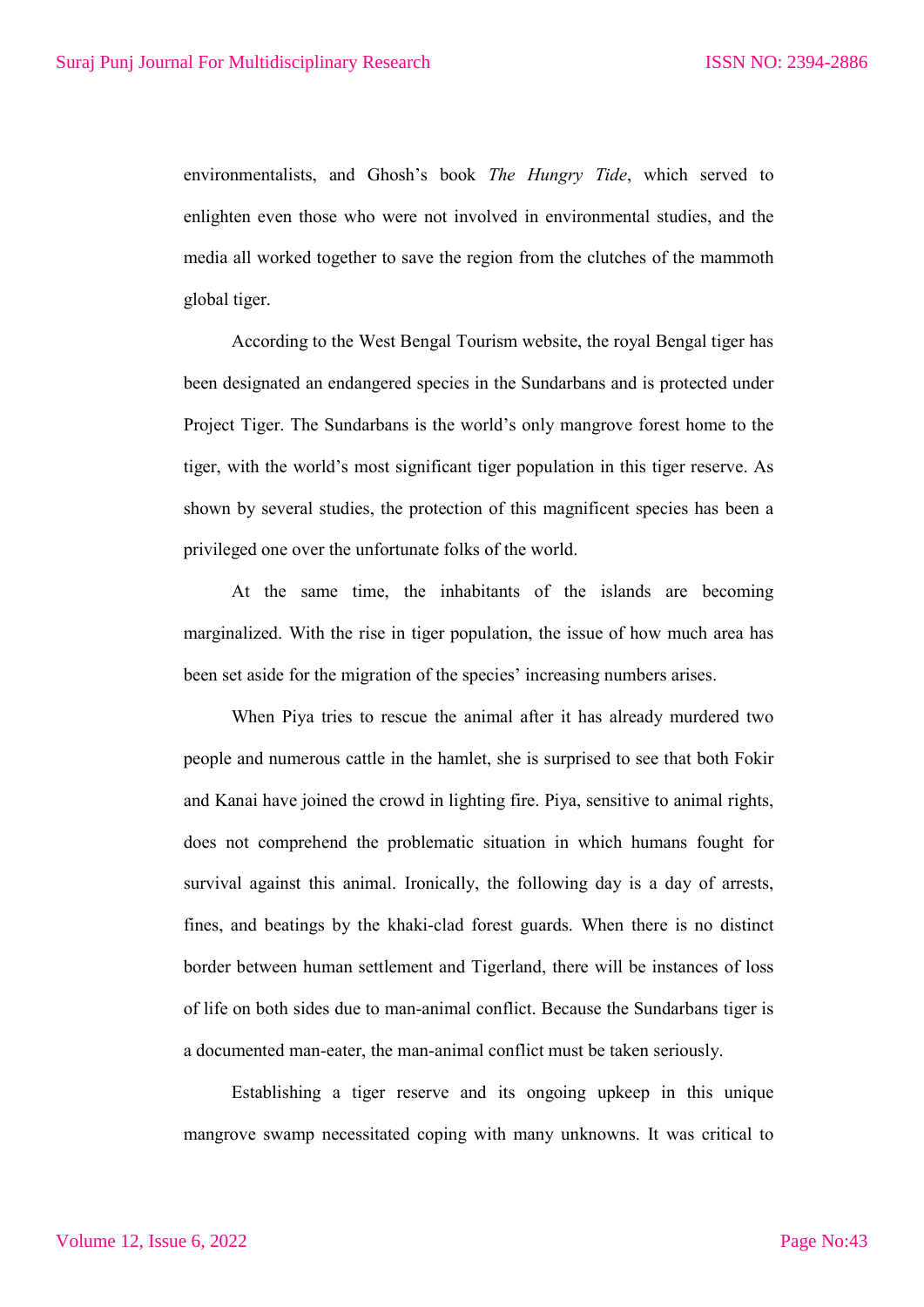environmentalists, and Ghosh's book *The Hungry Tide*, which served to enlighten even those who were not involved in environmental studies, and the media all worked together to save the region from the clutches of the mammoth global tiger.

According to the West Bengal Tourism website, the royal Bengal tiger has been designated an endangered species in the Sundarbans and is protected under Project Tiger. The Sundarbans is the world's only mangrove forest home to the tiger, with the world's most significant tiger population in this tiger reserve. As shown by several studies, the protection of this magnificent species has been a privileged one over the unfortunate folks of the world.

At the same time, the inhabitants of the islands are becoming marginalized. With the rise in tiger population, the issue of how much area has been set aside for the migration of the species' increasing numbers arises.

When Piya tries to rescue the animal after it has already murdered two people and numerous cattle in the hamlet, she is surprised to see that both Fokir and Kanai have joined the crowd in lighting fire. Piya, sensitive to animal rights, does not comprehend the problematic situation in which humans fought for survival against this animal. Ironically, the following day is a day of arrests, fines, and beatings by the khaki-clad forest guards. When there is no distinct border between human settlement and Tigerland, there will be instances of loss of life on both sides due to man-animal conflict. Because the Sundarbans tiger is a documented man-eater, the man-animal conflict must be taken seriously.

Establishing a tiger reserve and its ongoing upkeep in this unique mangrove swamp necessitated coping with many unknowns. It was critical to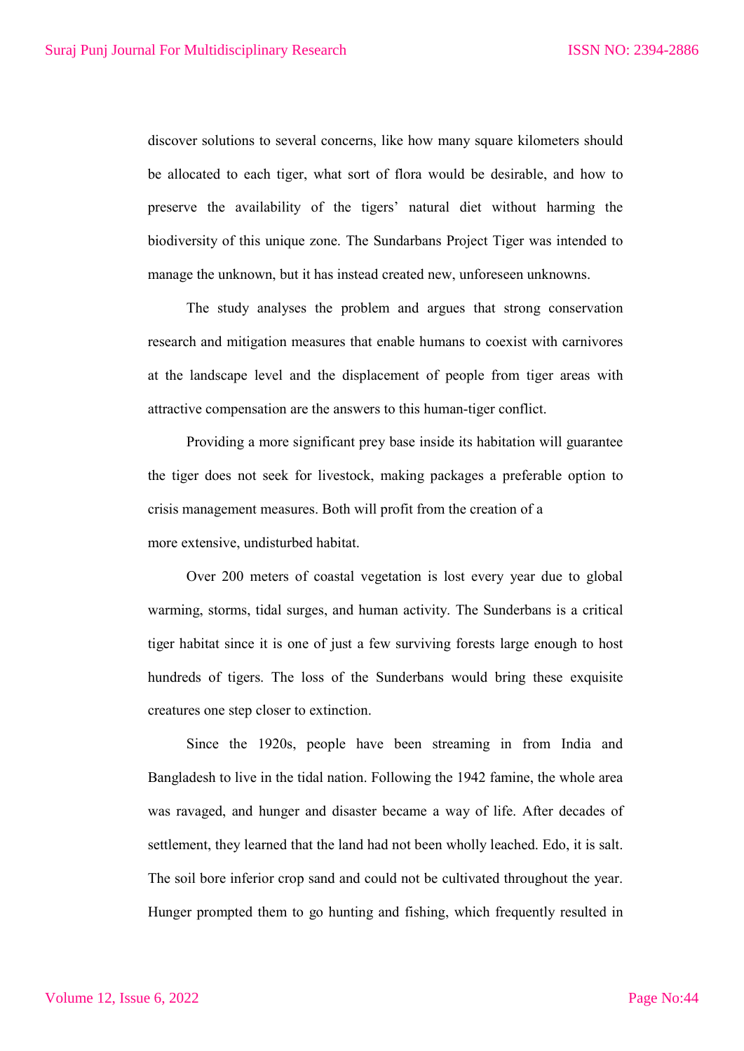discover solutions to several concerns, like how many square kilometers should be allocated to each tiger, what sort of flora would be desirable, and how to preserve the availability of the tigers' natural diet without harming the biodiversity of this unique zone. The Sundarbans Project Tiger was intended to manage the unknown, but it has instead created new, unforeseen unknowns.

The study analyses the problem and argues that strong conservation research and mitigation measures that enable humans to coexist with carnivores at the landscape level and the displacement of people from tiger areas with attractive compensation are the answers to this human-tiger conflict.

Providing a more significant prey base inside its habitation will guarantee the tiger does not seek for livestock, making packages a preferable option to crisis management measures. Both will profit from the creation of a more extensive, undisturbed habitat.

Over 200 meters of coastal vegetation is lost every year due to global warming, storms, tidal surges, and human activity. The Sunderbans is a critical tiger habitat since it is one of just a few surviving forests large enough to host hundreds of tigers. The loss of the Sunderbans would bring these exquisite creatures one step closer to extinction.

Since the 1920s, people have been streaming in from India and Bangladesh to live in the tidal nation. Following the 1942 famine, the whole area was ravaged, and hunger and disaster became a way of life. After decades of settlement, they learned that the land had not been wholly leached. Edo, it is salt. The soil bore inferior crop sand and could not be cultivated throughout the year. Hunger prompted them to go hunting and fishing, which frequently resulted in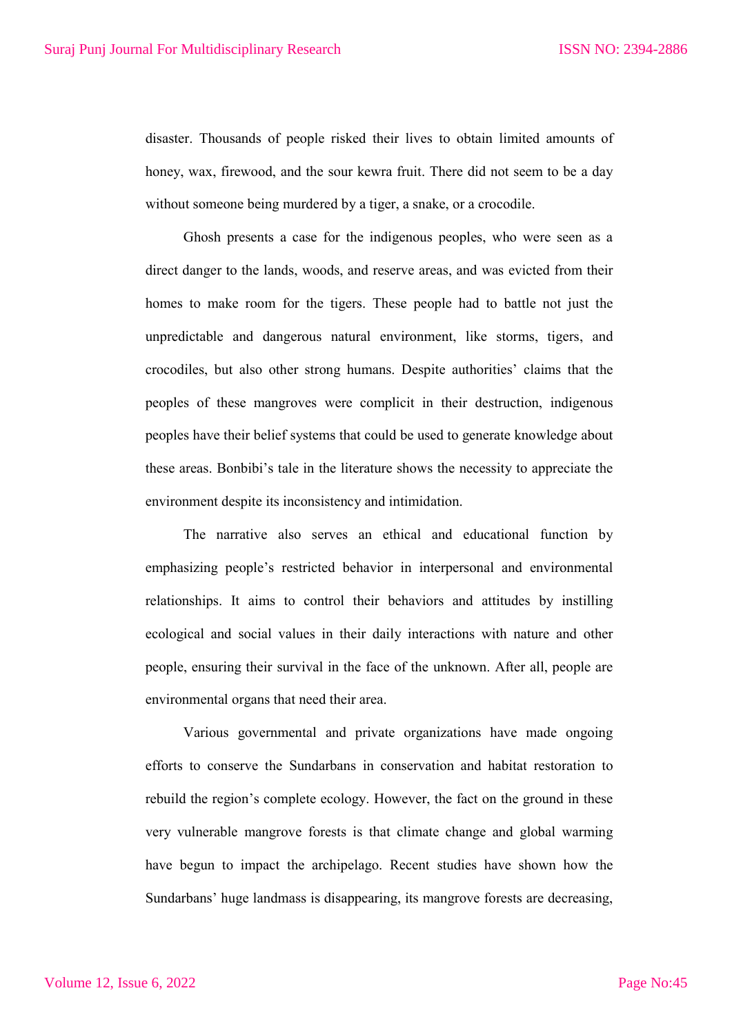disaster. Thousands of people risked their lives to obtain limited amounts of honey, wax, firewood, and the sour kewra fruit. There did not seem to be a day without someone being murdered by a tiger, a snake, or a crocodile.

Ghosh presents a case for the indigenous peoples, who were seen as a direct danger to the lands, woods, and reserve areas, and was evicted from their homes to make room for the tigers. These people had to battle not just the unpredictable and dangerous natural environment, like storms, tigers, and crocodiles, but also other strong humans. Despite authorities' claims that the peoples of these mangroves were complicit in their destruction, indigenous peoples have their belief systems that could be used to generate knowledge about these areas. Bonbibi's tale in the literature shows the necessity to appreciate the environment despite its inconsistency and intimidation.

The narrative also serves an ethical and educational function by emphasizing people's restricted behavior in interpersonal and environmental relationships. It aims to control their behaviors and attitudes by instilling ecological and social values in their daily interactions with nature and other people, ensuring their survival in the face of the unknown. After all, people are environmental organs that need their area.

Various governmental and private organizations have made ongoing efforts to conserve the Sundarbans in conservation and habitat restoration to rebuild the region's complete ecology. However, the fact on the ground in these very vulnerable mangrove forests is that climate change and global warming have begun to impact the archipelago. Recent studies have shown how the Sundarbans' huge landmass is disappearing, its mangrove forests are decreasing,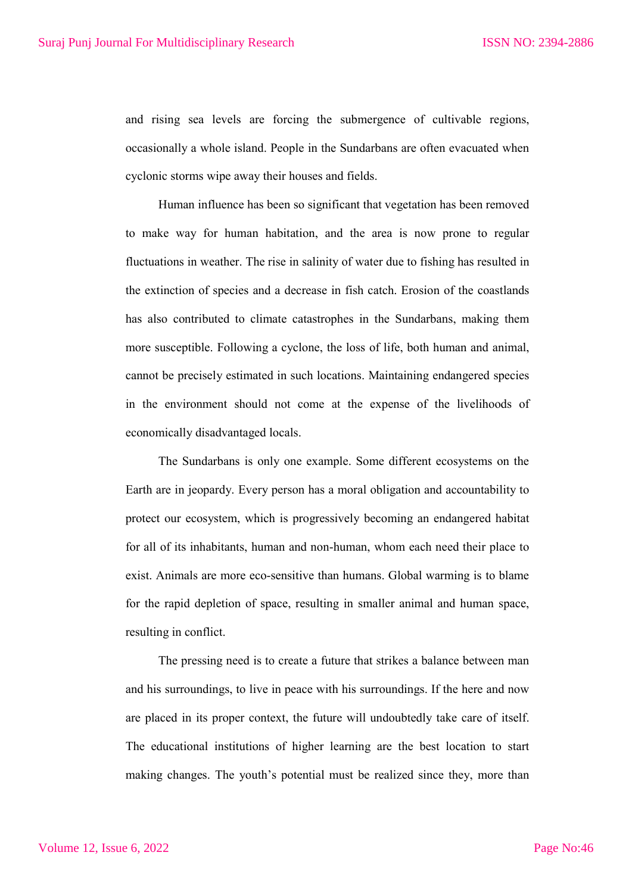and rising sea levels are forcing the submergence of cultivable regions, occasionally a whole island. People in the Sundarbans are often evacuated when cyclonic storms wipe away their houses and fields.

Human influence has been so significant that vegetation has been removed to make way for human habitation, and the area is now prone to regular fluctuations in weather. The rise in salinity of water due to fishing has resulted in the extinction of species and a decrease in fish catch. Erosion of the coastlands has also contributed to climate catastrophes in the Sundarbans, making them more susceptible. Following a cyclone, the loss of life, both human and animal, cannot be precisely estimated in such locations. Maintaining endangered species in the environment should not come at the expense of the livelihoods of economically disadvantaged locals.

The Sundarbans is only one example. Some different ecosystems on the Earth are in jeopardy. Every person has a moral obligation and accountability to protect our ecosystem, which is progressively becoming an endangered habitat for all of its inhabitants, human and non-human, whom each need their place to exist. Animals are more eco-sensitive than humans. Global warming is to blame for the rapid depletion of space, resulting in smaller animal and human space, resulting in conflict.

The pressing need is to create a future that strikes a balance between man and his surroundings, to live in peace with his surroundings. If the here and now are placed in its proper context, the future will undoubtedly take care of itself. The educational institutions of higher learning are the best location to start making changes. The youth's potential must be realized since they, more than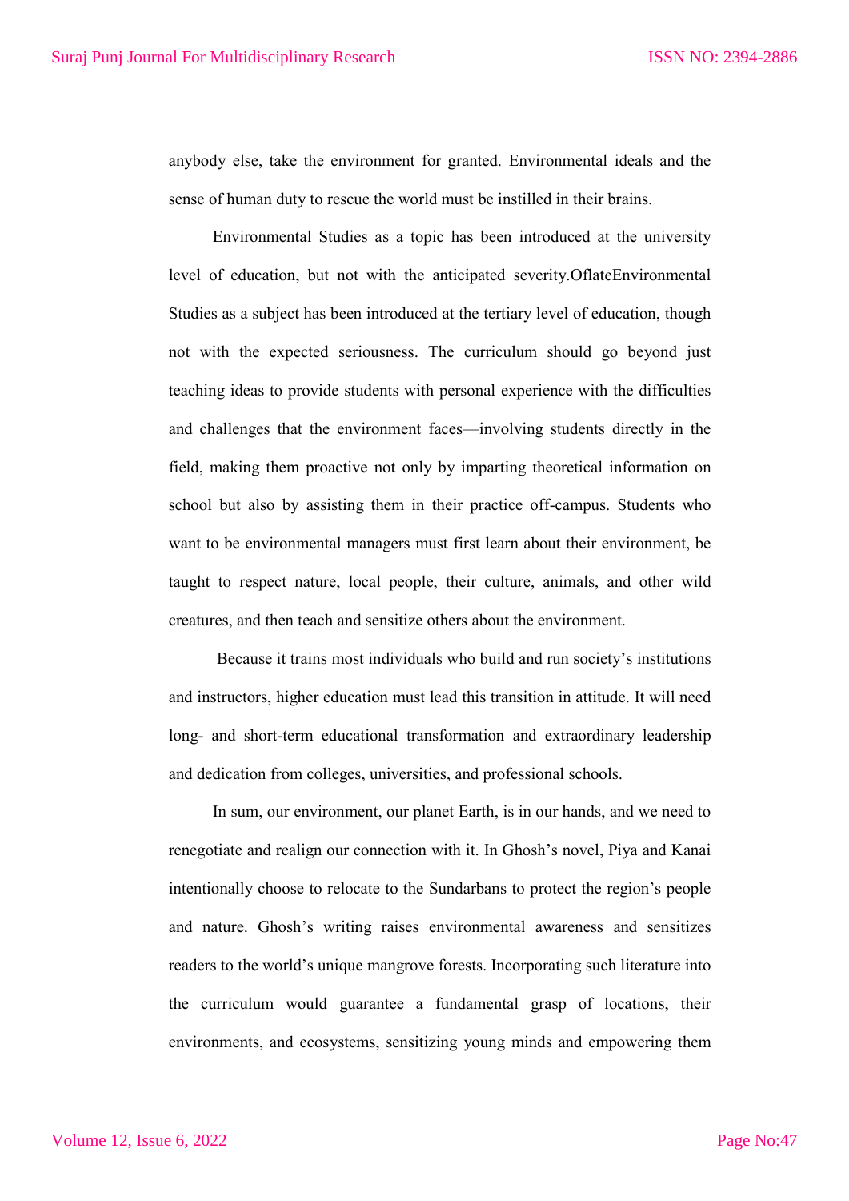anybody else, take the environment for granted. Environmental ideals and the sense of human duty to rescue the world must be instilled in their brains.

Environmental Studies as a topic has been introduced at the university level of education, but not with the anticipated severity.OflateEnvironmental Studies as a subject has been introduced at the tertiary level of education, though not with the expected seriousness. The curriculum should go beyond just teaching ideas to provide students with personal experience with the difficulties and challenges that the environment faces—involving students directly in the field, making them proactive not only by imparting theoretical information on school but also by assisting them in their practice off-campus. Students who want to be environmental managers must first learn about their environment, be taught to respect nature, local people, their culture, animals, and other wild creatures, and then teach and sensitize others about the environment.

Because it trains most individuals who build and run society's institutions and instructors, higher education must lead this transition in attitude. It will need long- and short-term educational transformation and extraordinary leadership and dedication from colleges, universities, and professional schools.

In sum, our environment, our planet Earth, is in our hands, and we need to renegotiate and realign our connection with it. In Ghosh's novel, Piya and Kanai intentionally choose to relocate to the Sundarbans to protect the region's people and nature. Ghosh's writing raises environmental awareness and sensitizes readers to the world's unique mangrove forests. Incorporating such literature into the curriculum would guarantee a fundamental grasp of locations, their environments, and ecosystems, sensitizing young minds and empowering them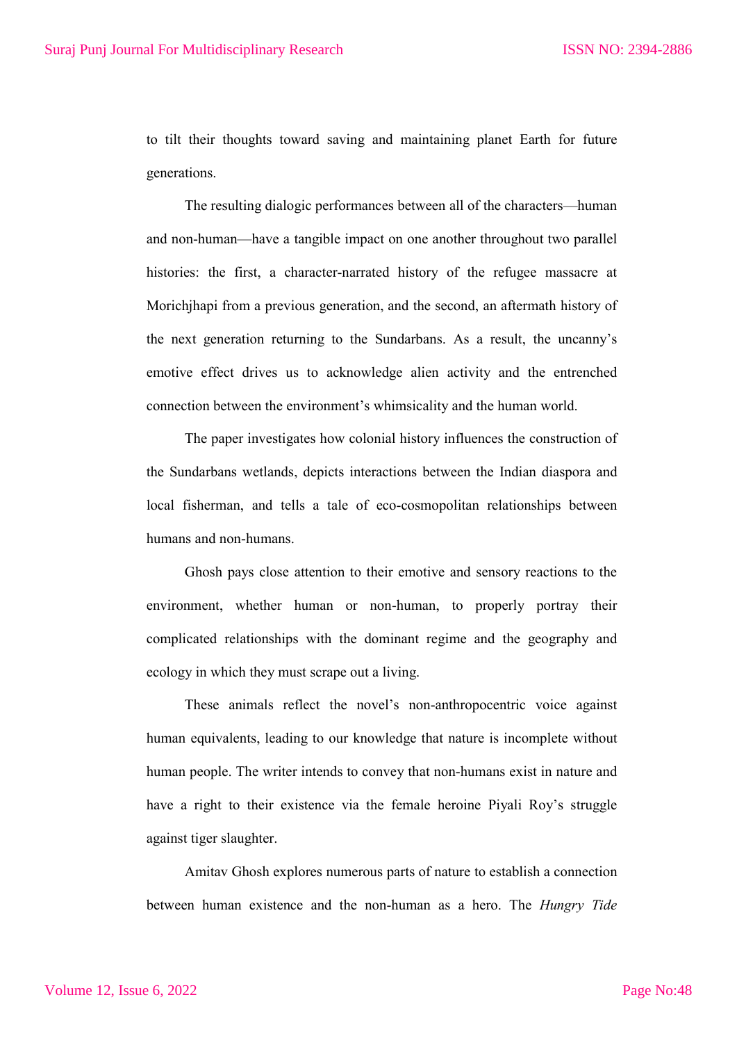to tilt their thoughts toward saving and maintaining planet Earth for future generations.

The resulting dialogic performances between all of the characters—human and non-human—have a tangible impact on one another throughout two parallel histories: the first, a character-narrated history of the refugee massacre at Morichjhapi from a previous generation, and the second, an aftermath history of the next generation returning to the Sundarbans. As a result, the uncanny's emotive effect drives us to acknowledge alien activity and the entrenched connection between the environment's whimsicality and the human world.

The paper investigates how colonial history influences the construction of the Sundarbans wetlands, depicts interactions between the Indian diaspora and local fisherman, and tells a tale of eco-cosmopolitan relationships between humans and non-humans.

Ghosh pays close attention to their emotive and sensory reactions to the environment, whether human or non-human, to properly portray their complicated relationships with the dominant regime and the geography and ecology in which they must scrape out a living.

These animals reflect the novel's non-anthropocentric voice against human equivalents, leading to our knowledge that nature is incomplete without human people. The writer intends to convey that non-humans exist in nature and have a right to their existence via the female heroine Piyali Roy's struggle against tiger slaughter.

Amitav Ghosh explores numerous parts of nature to establish a connection between human existence and the non-human as a hero. The *Hungry Tide*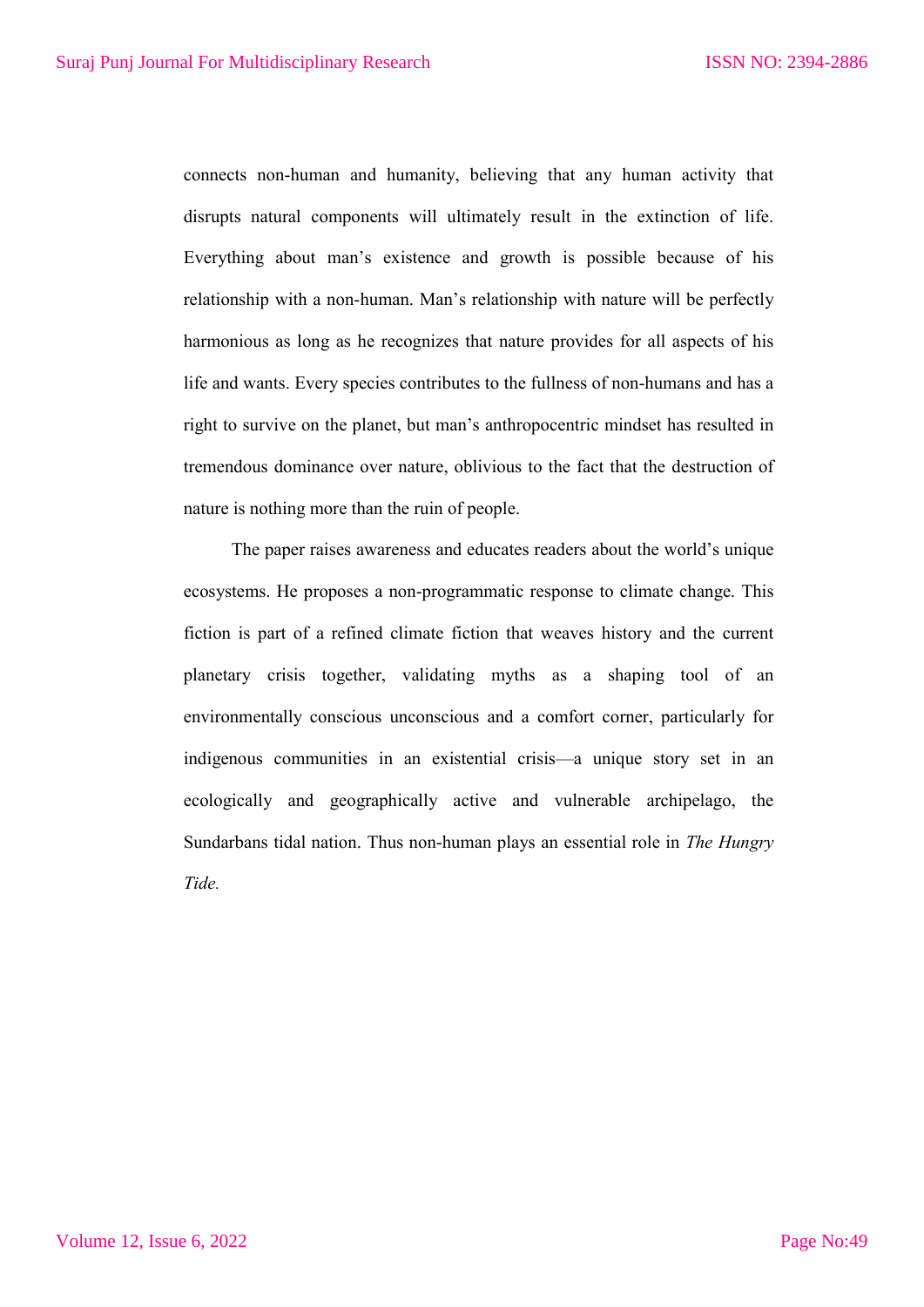connects non-human and humanity, believing that any human activity that disrupts natural components will ultimately result in the extinction of life. Everything about man's existence and growth is possible because of his relationship with a non-human. Man's relationship with nature will be perfectly harmonious as long as he recognizes that nature provides for all aspects of his life and wants. Every species contributes to the fullness of non-humans and has a right to survive on the planet, but man's anthropocentric mindset has resulted in tremendous dominance over nature, oblivious to the fact that the destruction of nature is nothing more than the ruin of people.

The paper raises awareness and educates readers about the world's unique ecosystems. He proposes a non-programmatic response to climate change. This fiction is part of a refined climate fiction that weaves history and the current planetary crisis together, validating myths as a shaping tool of an environmentally conscious unconscious and a comfort corner, particularly for indigenous communities in an existential crisis—a unique story set in an ecologically and geographically active and vulnerable archipelago, the Sundarbans tidal nation. Thus non-human plays an essential role in *The Hungry Tide.*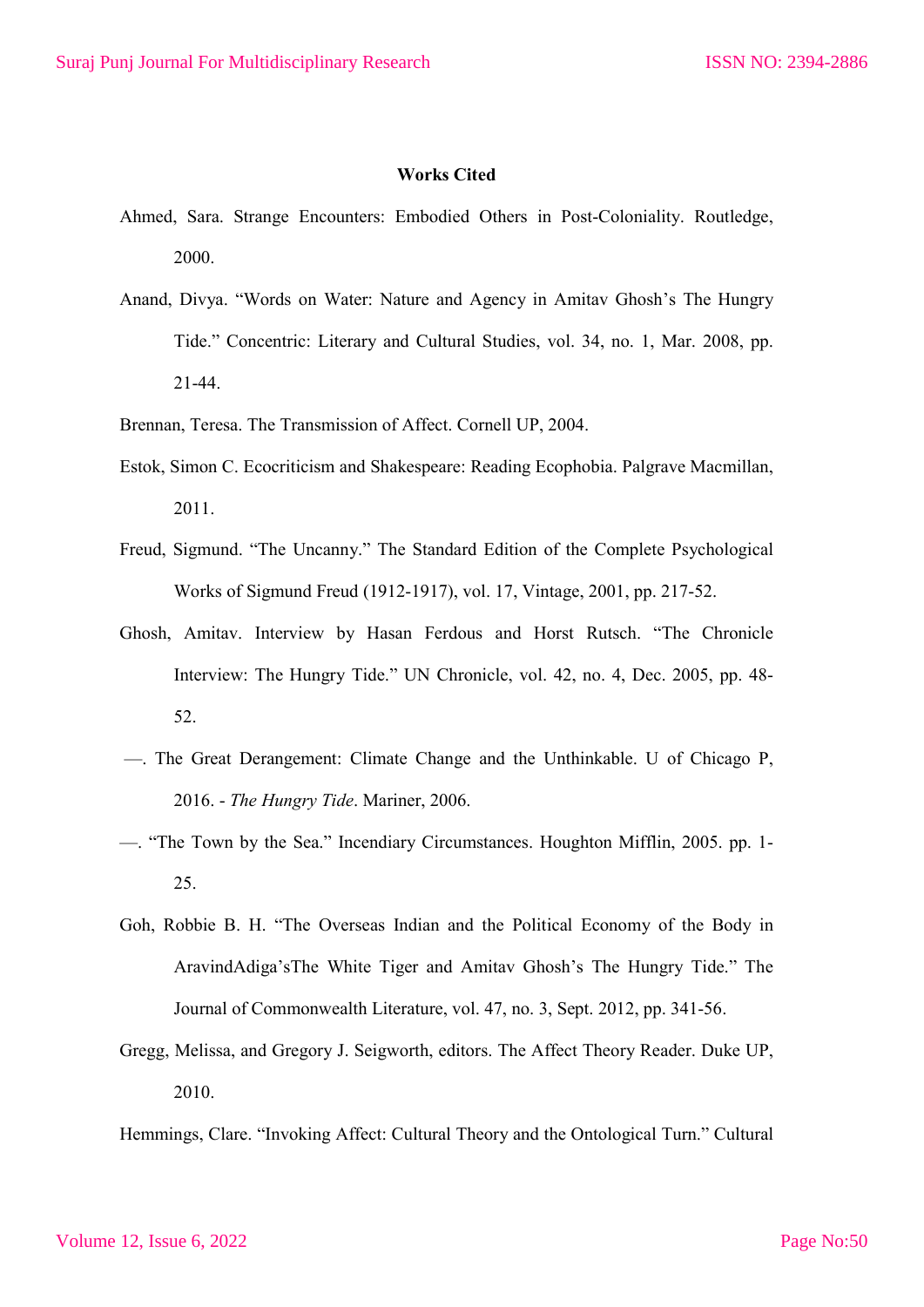**Works Cited**

Ahmed, Sara. Strange Encounters: Embodied Others in Post-Coloniality. Routledge, 2000.

Anand, Divya. "Words on Water: Nature and Agency in Amitav Ghosh's The Hungry Tide." Concentric: Literary and Cultural Studies, vol. 34, no. 1, Mar. 2008, pp. 21-44.

Brennan, Teresa. The Transmission of Affect. Cornell UP, 2004.

Estok, Simon C. Ecocriticism and Shakespeare: Reading Ecophobia. Palgrave Macmillan, 2011.

Freud, Sigmund. "The Uncanny." The Standard Edition of the Complete Psychological Works of Sigmund Freud (1912-1917), vol. 17, Vintage, 2001, pp. 217-52.

Ghosh, Amitav. Interview by Hasan Ferdous and Horst Rutsch. "The Chronicle Interview: The Hungry Tide." UN Chronicle, vol. 42, no. 4, Dec. 2005, pp. 48-52.

—. The Great Derangement: Climate Change and the Unthinkable. U of Chicago P, 2016. - *The Hungry Tide*. Mariner, 2006.

—. "The Town by the Sea." Incendiary Circumstances. Houghton Mifflin, 2005. pp. 1-25.

Goh, Robbie B. H. "The Overseas Indian and the Political Economy of the Body in AravindAdiga'sThe White Tiger and Amitav Ghosh's The Hungry Tide." The Journal of Commonwealth Literature, vol. 47, no. 3, Sept. 2012, pp. 341-56.

Gregg, Melissa, and Gregory J. Seigworth, editors. The Affect Theory Reader. Duke UP, 2010.

Hemmings, Clare. "Invoking Affect: Cultural Theory and the Ontological Turn." Cultural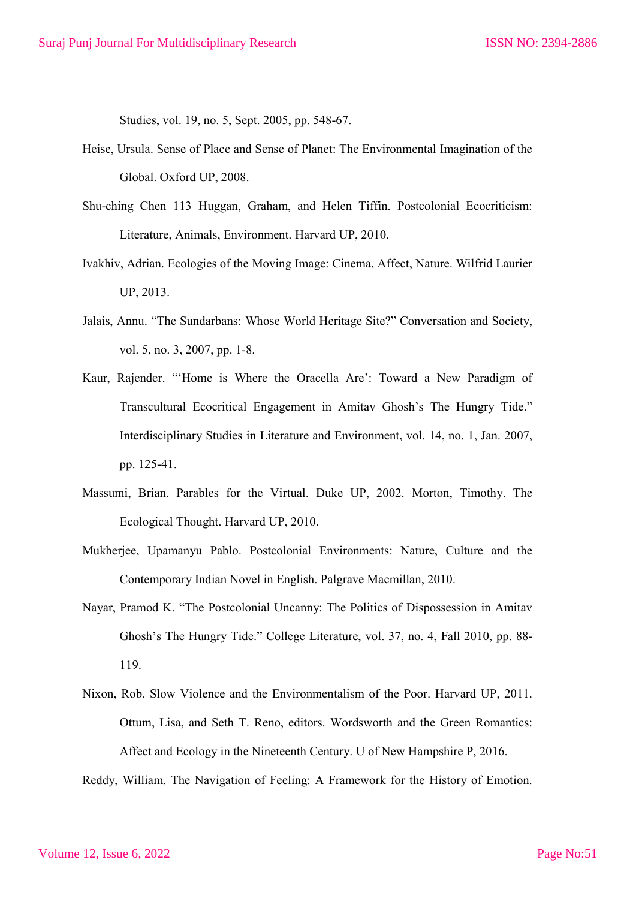Studies, vol. 19, no. 5, Sept. 2005, pp. 548-67.

Heise, Ursula. Sense of Place and Sense of Planet: The Environmental Imagination of the Global. Oxford UP, 2008.

Shu-ching Chen 113 Huggan, Graham, and Helen Tiffin. Postcolonial Ecocriticism: Literature, Animals, Environment. Harvard UP, 2010.

Ivakhiv, Adrian. Ecologies of the Moving Image: Cinema, Affect, Nature. Wilfrid Laurier UP, 2013.

Jalais, Annu. "The Sundarbans: Whose World Heritage Site?" Conversation and Society, vol. 5, no. 3, 2007, pp. 1-8.

Kaur, Rajender. "'Home is Where the Oracella Are': Toward a New Paradigm of Transcultural Ecocritical Engagement in Amitav Ghosh's The Hungry Tide." Interdisciplinary Studies in Literature and Environment, vol. 14, no. 1, Jan. 2007, pp. 125-41.

Massumi, Brian. Parables for the Virtual. Duke UP, 2002. Morton, Timothy. The Ecological Thought. Harvard UP, 2010.

Mukherjee, Upamanyu Pablo. Postcolonial Environments: Nature, Culture and the Contemporary Indian Novel in English. Palgrave Macmillan, 2010.

Nayar, Pramod K. "The Postcolonial Uncanny: The Politics of Dispossession in Amitav Ghosh's The Hungry Tide." College Literature, vol. 37, no. 4, Fall 2010, pp. 88-119.

Nixon, Rob. Slow Violence and the Environmentalism of the Poor. Harvard UP, 2011. Ottum, Lisa, and Seth T. Reno, editors. Wordsworth and the Green Romantics: Affect and Ecology in the Nineteenth Century. U of New Hampshire P, 2016.

Reddy, William. The Navigation of Feeling: A Framework for the History of Emotion.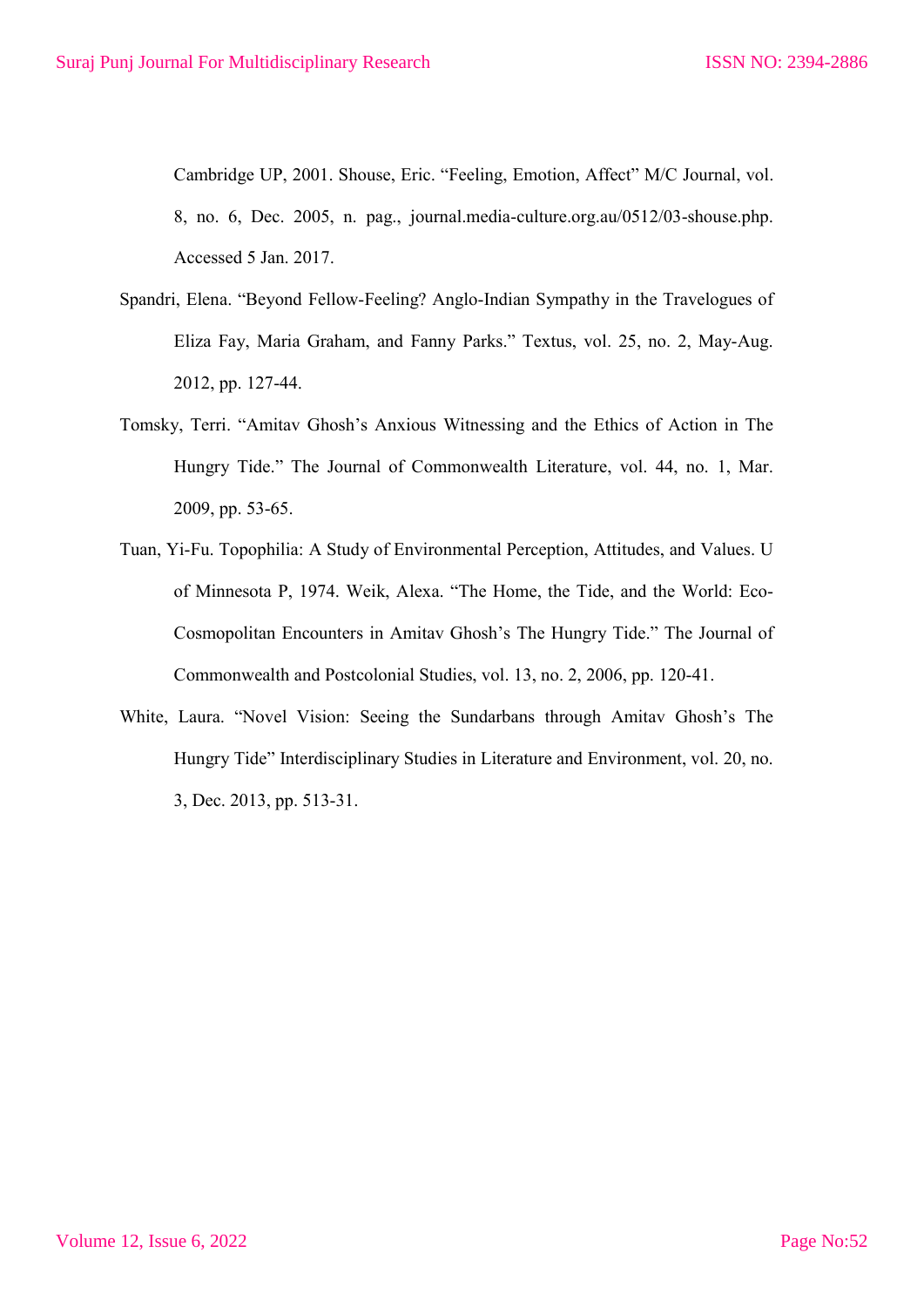Cambridge UP, 2001. Shouse, Eric. “Feeling, Emotion, Affect” M/C Journal, vol. 8, no. 6, Dec. 2005, n. pag., journal.media-culture.org.au/0512/03-shouse.php. Accessed 5 Jan. 2017.

Spandri, Elena. “Beyond Fellow-Feeling? Anglo-Indian Sympathy in the Travelogues of Eliza Fay, Maria Graham, and Fanny Parks.” Textus, vol. 25, no. 2, May-Aug. 2012, pp. 127-44.

Tomsky, Terri. “Amitav Ghosh’s Anxious Witnessing and the Ethics of Action in The Hungry Tide.” The Journal of Commonwealth Literature, vol. 44, no. 1, Mar. 2009, pp. 53-65.

Tuan, Yi-Fu. Topophilia: A Study of Environmental Perception, Attitudes, and Values. U of Minnesota P, 1974. Weik, Alexa. “The Home, the Tide, and the World: Eco-Cosmopolitan Encounters in Amitav Ghosh’s The Hungry Tide.” The Journal of Commonwealth and Postcolonial Studies, vol. 13, no. 2, 2006, pp. 120-41.

White, Laura. “Novel Vision: Seeing the Sundarbans through Amitav Ghosh’s The Hungry Tide” Interdisciplinary Studies in Literature and Environment, vol. 20, no. 3, Dec. 2013, pp. 513-31.